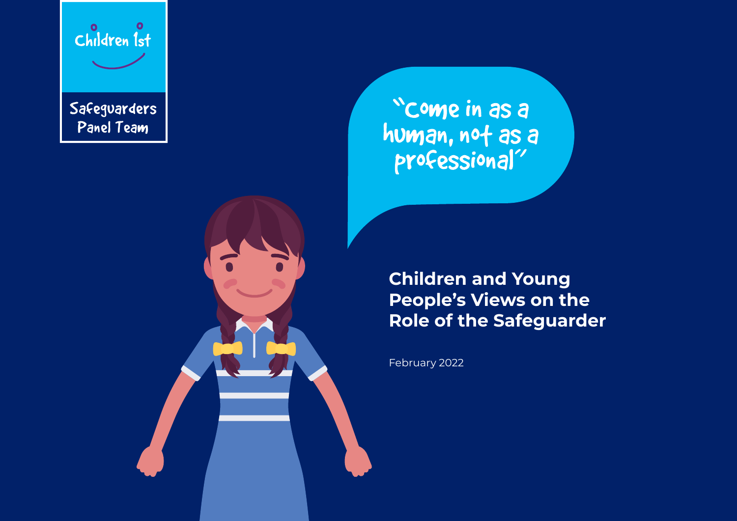Children 1st

Safeguarders Panel Team

"Come in as a human, not as a professional"

# Children and Young People's Views on the Role of the Safeguarder

February 2022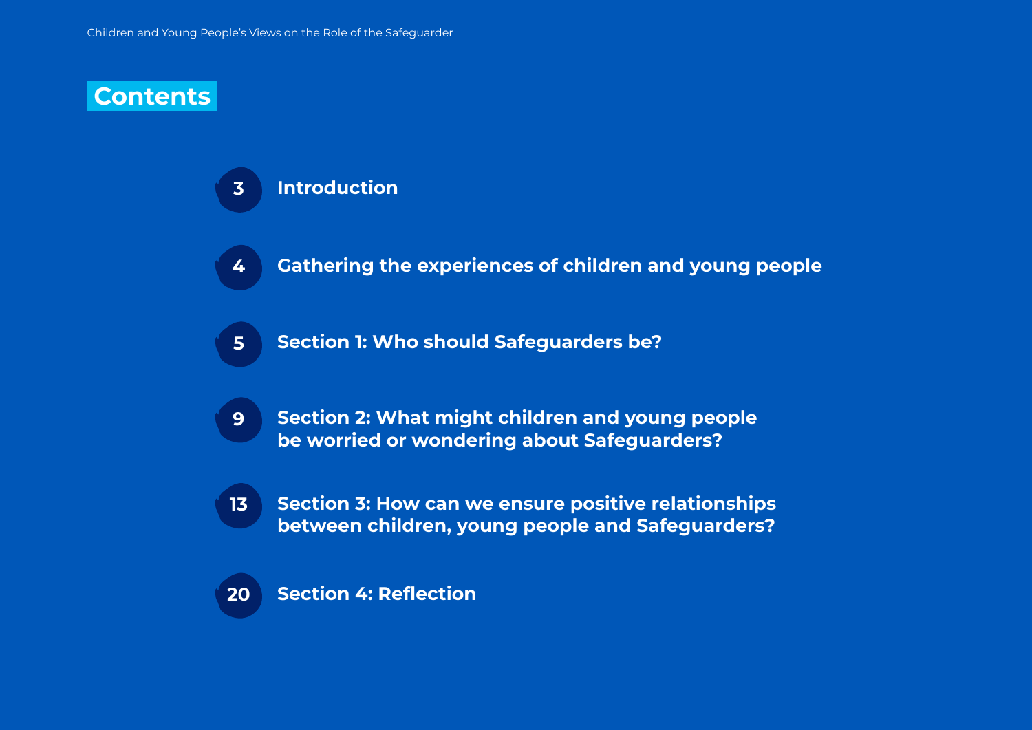# Contents

| Page | Section |
| --- | --- |
| 3 | **Introduction** |
| 4 | **Gathering the experiences of children and young people** |
| 5 | **Section 1: Who should Safeguarders be?** |
| 9 | **Section 2: What might children and young people be worried or wondering about Safeguarders?** |
| 13 | **Section 3: How can we ensure positive relationships between children, young people and Safeguarders?** |
| 20 | **Section 4: Reflection** |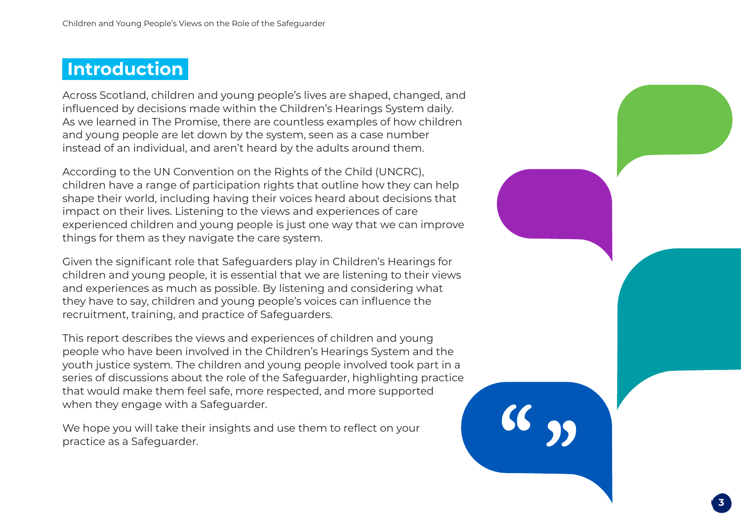# Introduction

Across Scotland, children and young people's lives are shaped, changed, and influenced by decisions made within the Children's Hearings System daily. As we learned in The Promise, there are countless examples of how children and young people are let down by the system, seen as a case number instead of an individual, and aren't heard by the adults around them.

According to the UN Convention on the Rights of the Child (UNCRC), children have a range of participation rights that outline how they can help shape their world, including having their voices heard about decisions that impact on their lives. Listening to the views and experiences of care experienced children and young people is just one way that we can improve things for them as they navigate the care system.

Given the significant role that Safeguarders play in Children's Hearings for children and young people, it is essential that we are listening to their views and experiences as much as possible. By listening and considering what they have to say, children and young people's voices can influence the recruitment, training, and practice of Safeguarders.

This report describes the views and experiences of children and young people who have been involved in the Children's Hearings System and the youth justice system. The children and young people involved took part in a series of discussions about the role of the Safeguarder, highlighting practice that would make them feel safe, more respected, and more supported when they engage with a Safeguarder.

We hope you will take their insights and use them to reflect on your practice as a Safeguarder.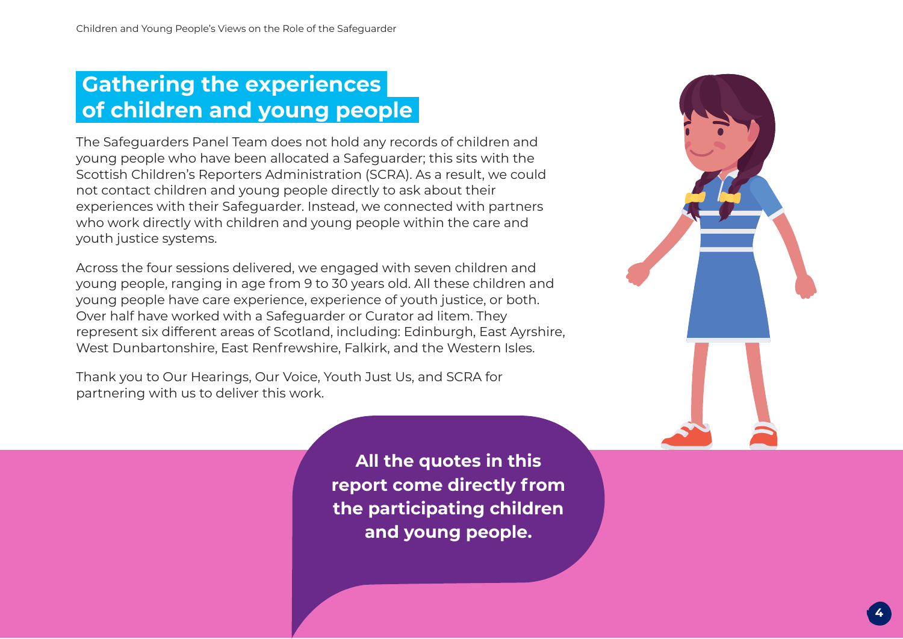# Gathering the experiences of children and young people

The Safeguarders Panel Team does not hold any records of children and young people who have been allocated a Safeguarder; this sits with the Scottish Children's Reporters Administration (SCRA). As a result, we could not contact children and young people directly to ask about their experiences with their Safeguarder. Instead, we connected with partners who work directly with children and young people within the care and youth justice systems.

Across the four sessions delivered, we engaged with seven children and young people, ranging in age from 9 to 30 years old. All these children and young people have care experience, experience of youth justice, or both. Over half have worked with a Safeguarder or Curator ad litem. They represent six different areas of Scotland, including: Edinburgh, East Ayrshire, West Dunbartonshire, East Renfrewshire, Falkirk, and the Western Isles.

Thank you to Our Hearings, Our Voice, Youth Just Us, and SCRA for partnering with us to deliver this work.

**All the quotes in this report come directly from the participating children and young people.**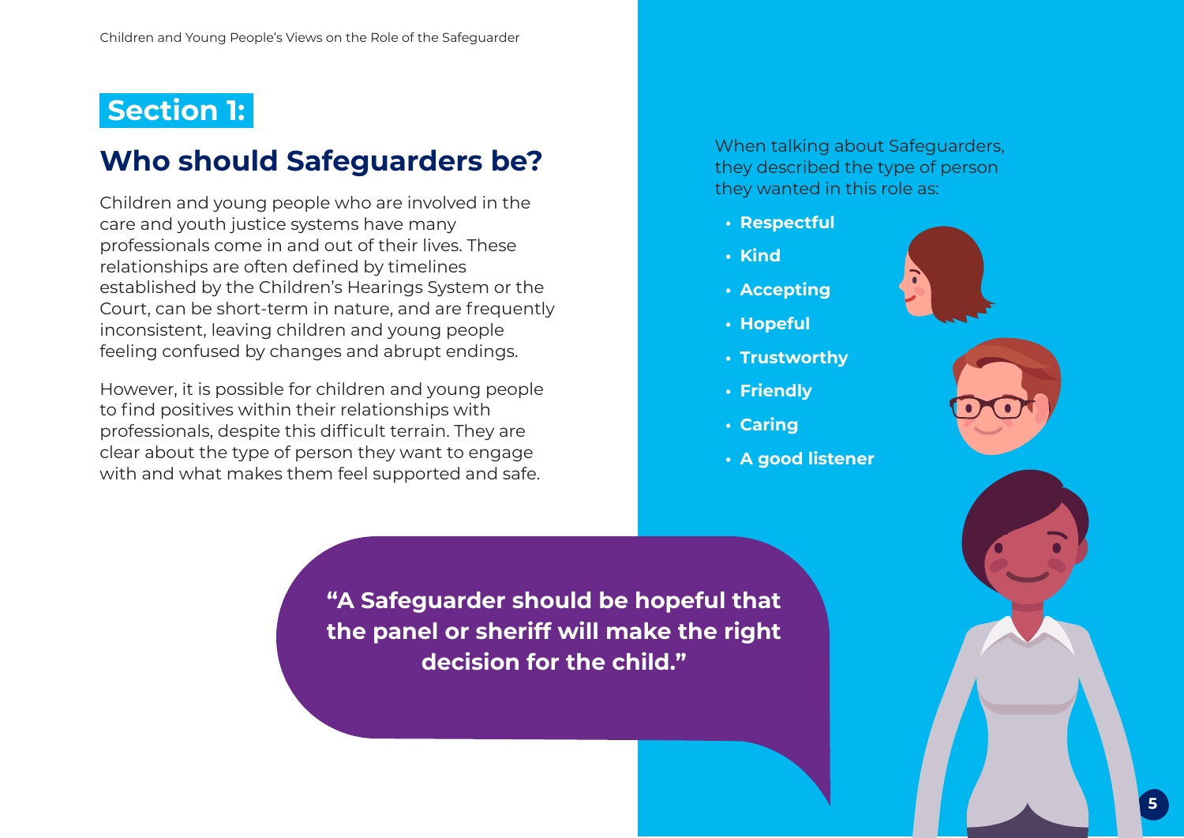# Section 1:

## Who should Safeguarders be?

Children and young people who are involved in the care and youth justice systems have many professionals come in and out of their lives. These relationships are often defined by timelines established by the Children's Hearings System or the Court, can be short-term in nature, and are frequently inconsistent, leaving children and young people feeling confused by changes and abrupt endings.

However, it is possible for children and young people to find positives within their relationships with professionals, despite this difficult terrain. They are clear about the type of person they want to engage with and what makes them feel supported and safe.

When talking about Safeguarders, they described the type of person they wanted in this role as:

- **Respectful**
- **Kind**
- **Accepting**
- **Hopeful**
- **Trustworthy**
- **Friendly**
- **Caring**
- **A good listener**

**"A Safeguarder should be hopeful that the panel or sheriff will make the right decision for the child."**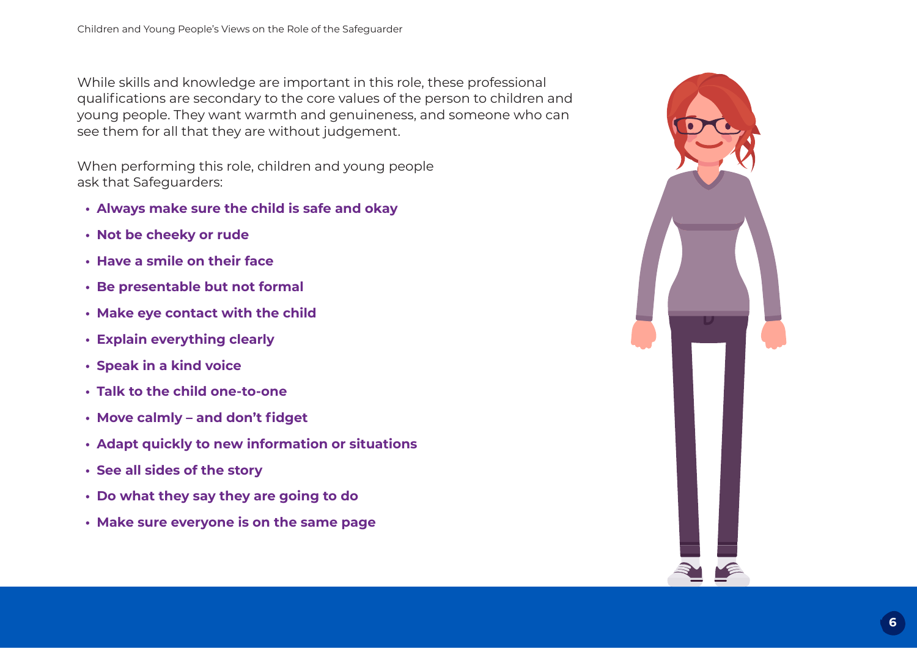While skills and knowledge are important in this role, these professional qualifications are secondary to the core values of the person to children and young people. They want warmth and genuineness, and someone who can see them for all that they are without judgement.

When performing this role, children and young people ask that Safeguarders:

- **Always make sure the child is safe and okay**
- **Not be cheeky or rude**
- **Have a smile on their face**
- **Be presentable but not formal**
- **Make eye contact with the child**
- **Explain everything clearly**
- **Speak in a kind voice**
- **Talk to the child one-to-one**
- **Move calmly – and don't fidget**
- **Adapt quickly to new information or situations**
- **See all sides of the story**
- **Do what they say they are going to do**
- **Make sure everyone is on the same page**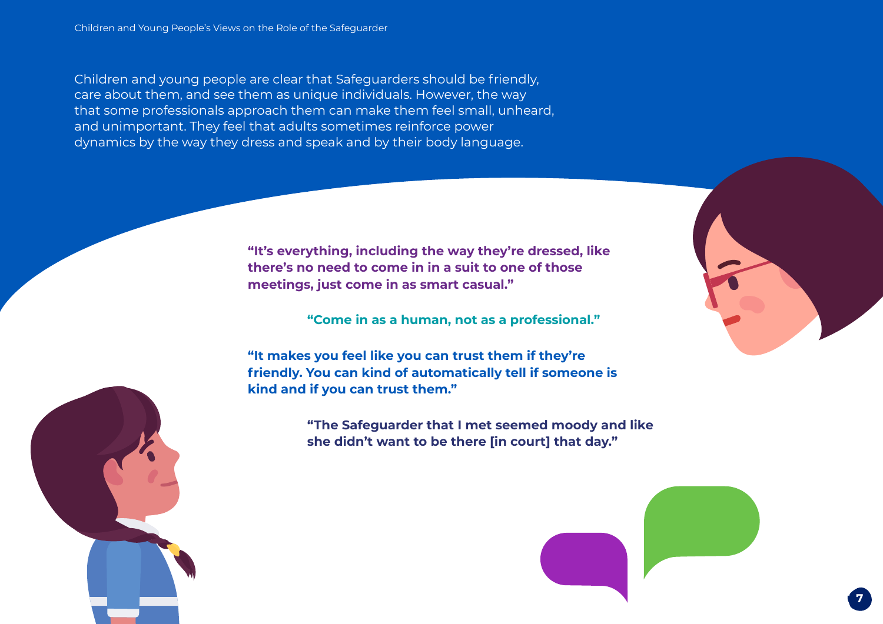Children and young people are clear that Safeguarders should be friendly, care about them, and see them as unique individuals. However, the way that some professionals approach them can make them feel small, unheard, and unimportant. They feel that adults sometimes reinforce power dynamics by the way they dress and speak and by their body language.

**"It's everything, including the way they're dressed, like there's no need to come in in a suit to one of those meetings, just come in as smart casual."**

**"Come in as a human, not as a professional."**

**"It makes you feel like you can trust them if they're friendly. You can kind of automatically tell if someone is kind and if you can trust them."**

**"The Safeguarder that I met seemed moody and like she didn't want to be there [in court] that day."**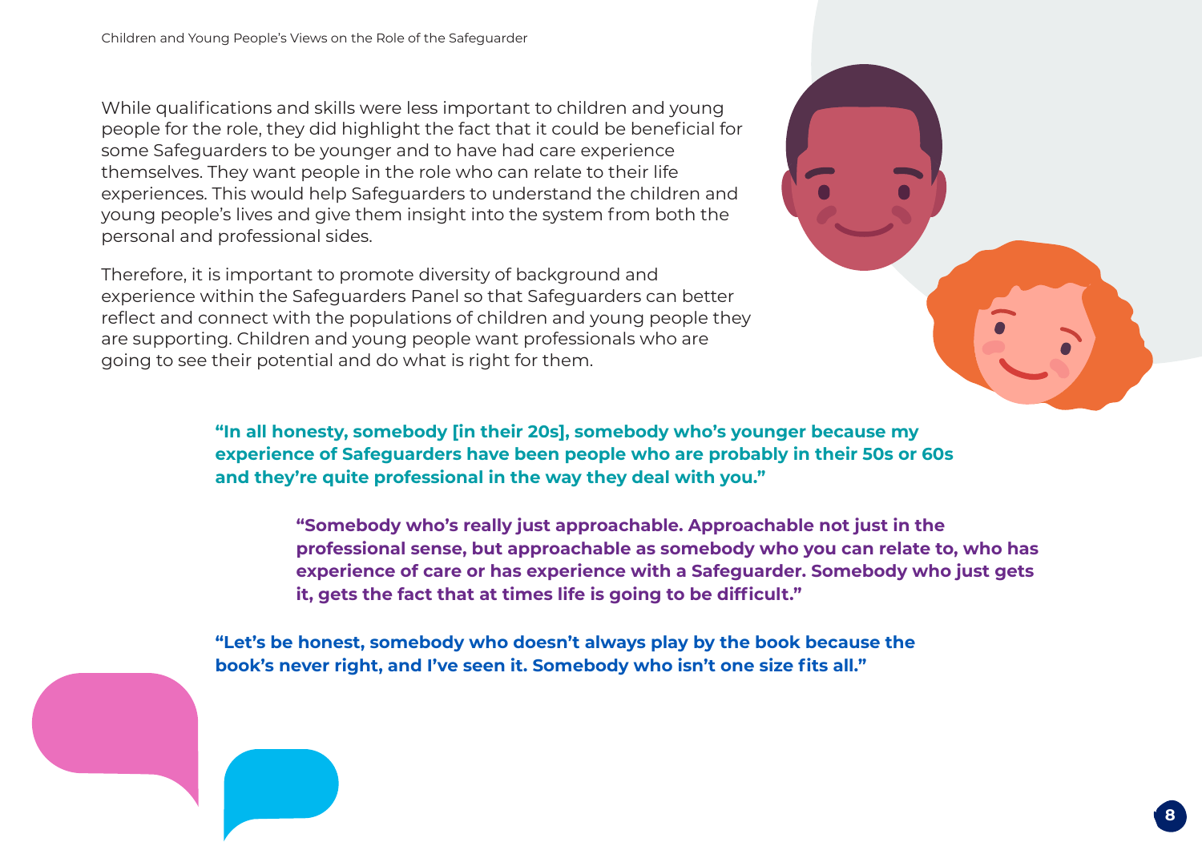While qualifications and skills were less important to children and young people for the role, they did highlight the fact that it could be beneficial for some Safeguarders to be younger and to have had care experience themselves. They want people in the role who can relate to their life experiences. This would help Safeguarders to understand the children and young people's lives and give them insight into the system from both the personal and professional sides.

Therefore, it is important to promote diversity of background and experience within the Safeguarders Panel so that Safeguarders can better reflect and connect with the populations of children and young people they are supporting. Children and young people want professionals who are going to see their potential and do what is right for them.

**"In all honesty, somebody [in their 20s], somebody who's younger because my experience of Safeguarders have been people who are probably in their 50s or 60s and they're quite professional in the way they deal with you."**

**"Somebody who's really just approachable. Approachable not just in the professional sense, but approachable as somebody who you can relate to, who has experience of care or has experience with a Safeguarder. Somebody who just gets it, gets the fact that at times life is going to be difficult."**

**"Let's be honest, somebody who doesn't always play by the book because the book's never right, and I've seen it. Somebody who isn't one size fits all."**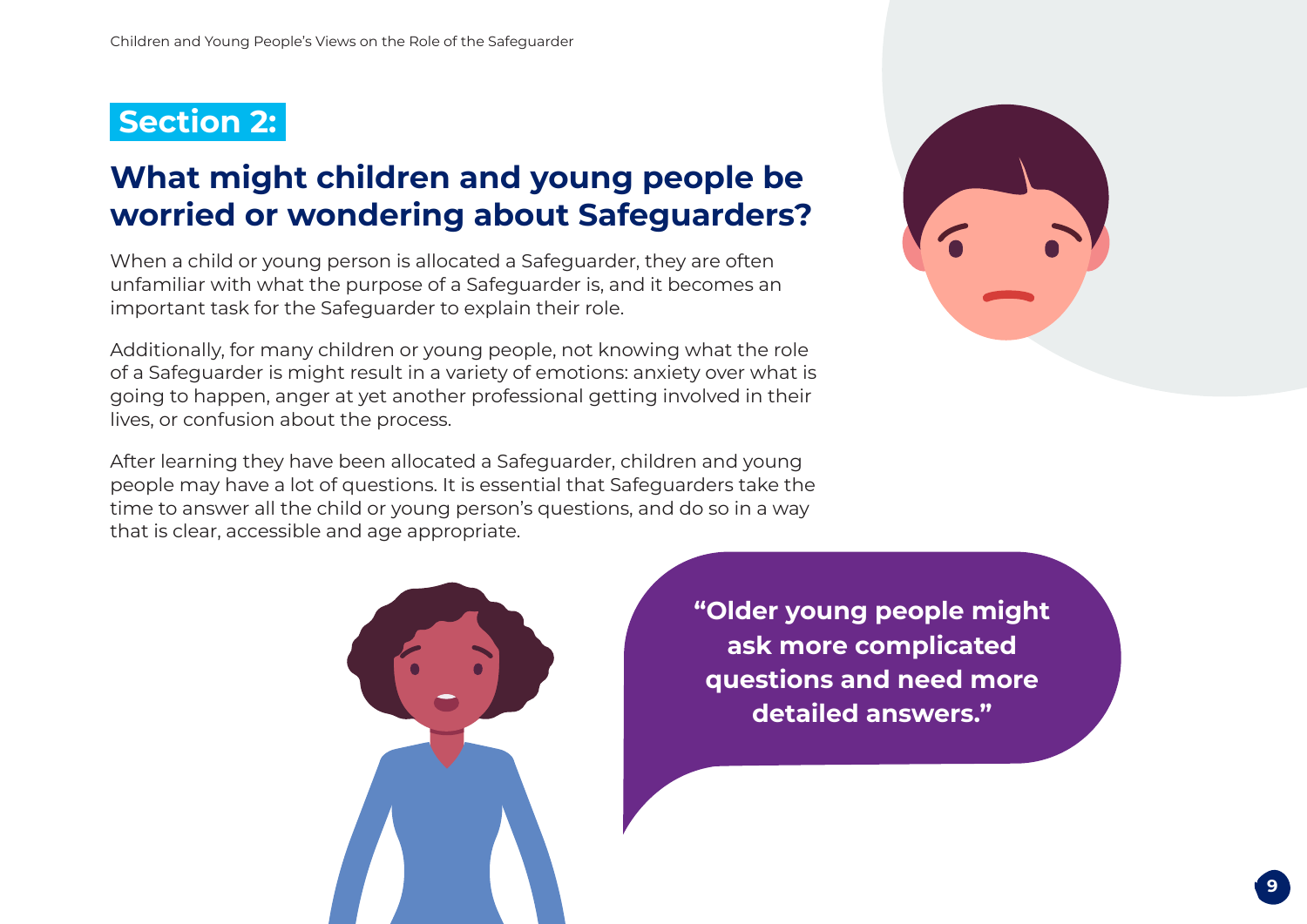## Section 2:

# What might children and young people be worried or wondering about Safeguarders?

When a child or young person is allocated a Safeguarder, they are often unfamiliar with what the purpose of a Safeguarder is, and it becomes an important task for the Safeguarder to explain their role.

Additionally, for many children or young people, not knowing what the role of a Safeguarder is might result in a variety of emotions: anxiety over what is going to happen, anger at yet another professional getting involved in their lives, or confusion about the process.

After learning they have been allocated a Safeguarder, children and young people may have a lot of questions. It is essential that Safeguarders take the time to answer all the child or young person's questions, and do so in a way that is clear, accessible and age appropriate.

**"Older young people might ask more complicated questions and need more detailed answers."**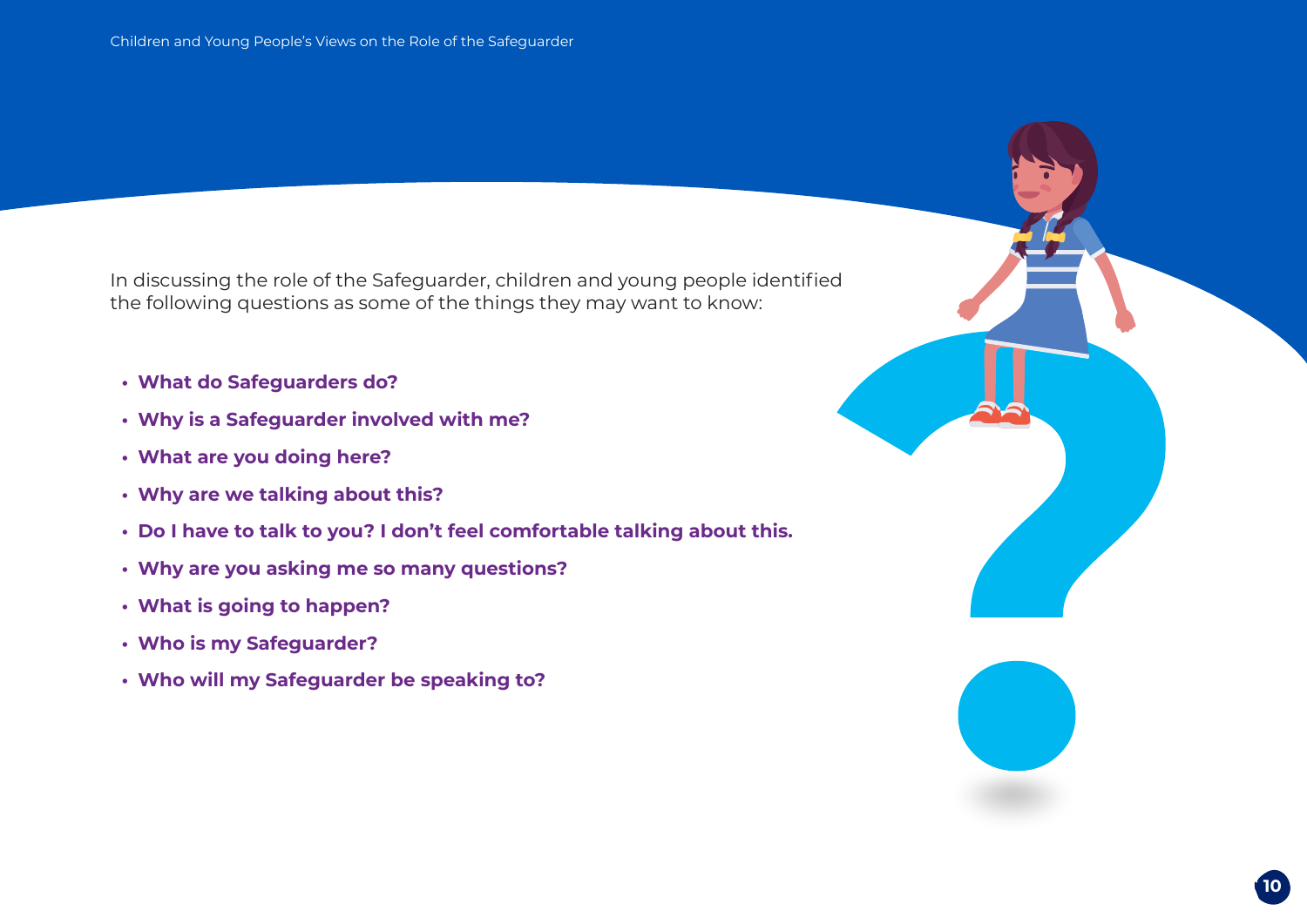In discussing the role of the Safeguarder, children and young people identified the following questions as some of the things they may want to know:

- **What do Safeguarders do?**
- **Why is a Safeguarder involved with me?**
- **What are you doing here?**
- **Why are we talking about this?**
- **Do I have to talk to you? I don't feel comfortable talking about this.**
- **Why are you asking me so many questions?**
- **What is going to happen?**
- **Who is my Safeguarder?**
- **Who will my Safeguarder be speaking to?**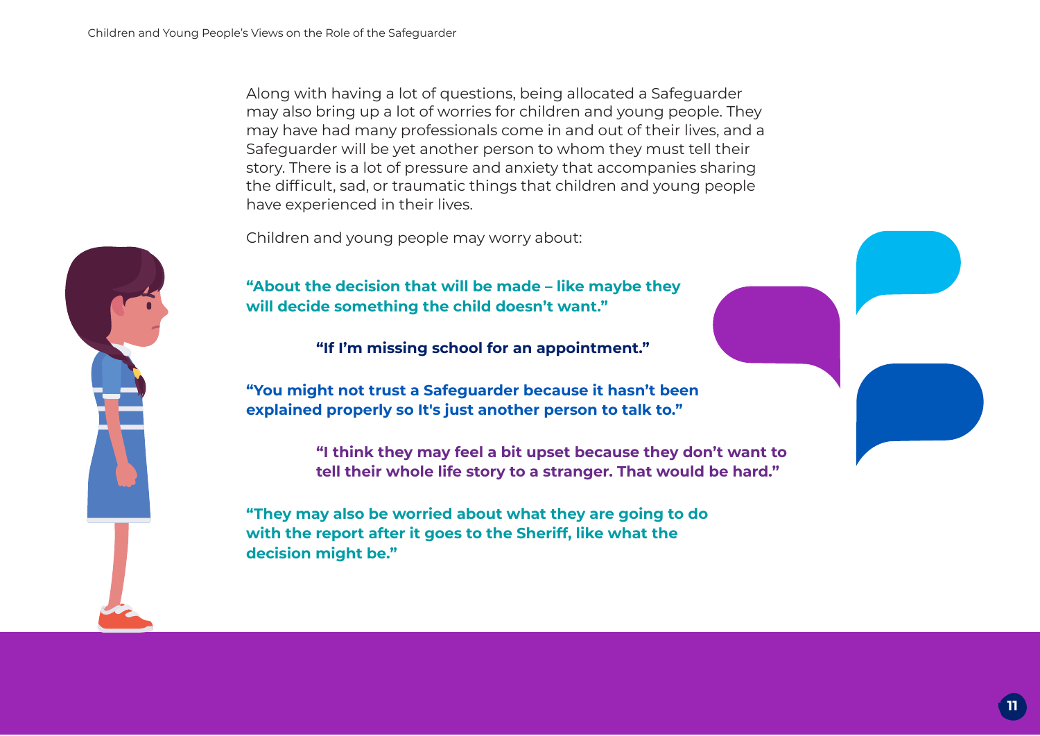Along with having a lot of questions, being allocated a Safeguarder may also bring up a lot of worries for children and young people. They may have had many professionals come in and out of their lives, and a Safeguarder will be yet another person to whom they must tell their story. There is a lot of pressure and anxiety that accompanies sharing the difficult, sad, or traumatic things that children and young people have experienced in their lives.

Children and young people may worry about:

**"About the decision that will be made – like maybe they will decide something the child doesn't want."**

**"If I'm missing school for an appointment."**

**"You might not trust a Safeguarder because it hasn't been explained properly so It's just another person to talk to."**

**"I think they may feel a bit upset because they don't want to tell their whole life story to a stranger. That would be hard."**

**"They may also be worried about what they are going to do with the report after it goes to the Sheriff, like what the decision might be."**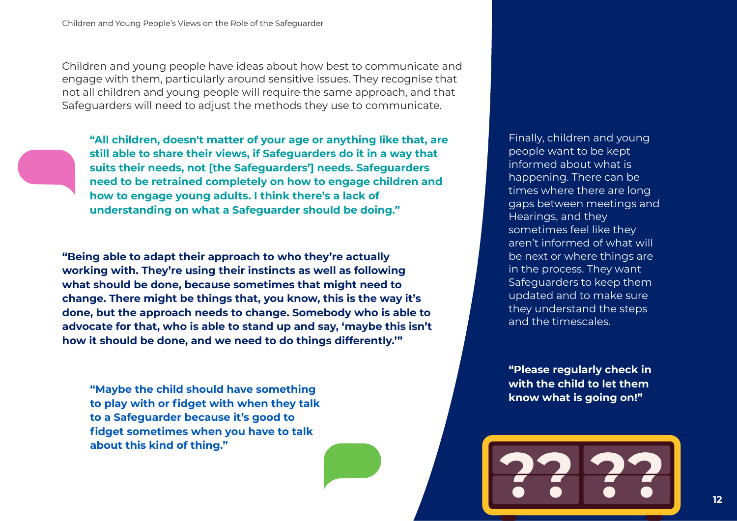Children and young people have ideas about how best to communicate and engage with them, particularly around sensitive issues. They recognise that not all children and young people will require the same approach, and that Safeguarders will need to adjust the methods they use to communicate.

**"All children, doesn't matter of your age or anything like that, are still able to share their views, if Safeguarders do it in a way that suits their needs, not [the Safeguarders'] needs. Safeguarders need to be retrained completely on how to engage children and how to engage young adults. I think there's a lack of understanding on what a Safeguarder should be doing."**

**"Being able to adapt their approach to who they're actually working with. They're using their instincts as well as following what should be done, because sometimes that might need to change. There might be things that, you know, this is the way it's done, but the approach needs to change. Somebody who is able to advocate for that, who is able to stand up and say, 'maybe this isn't how it should be done, and we need to do things differently.'"**

**"Maybe the child should have something to play with or fidget with when they talk to a Safeguarder because it's good to fidget sometimes when you have to talk about this kind of thing."**

Finally, children and young people want to be kept informed about what is happening. There can be times where there are long gaps between meetings and Hearings, and they sometimes feel like they aren't informed of what will be next or where things are in the process. They want Safeguarders to keep them updated and to make sure they understand the steps and the timescales.

**"Please regularly check in with the child to let them know what is going on!"**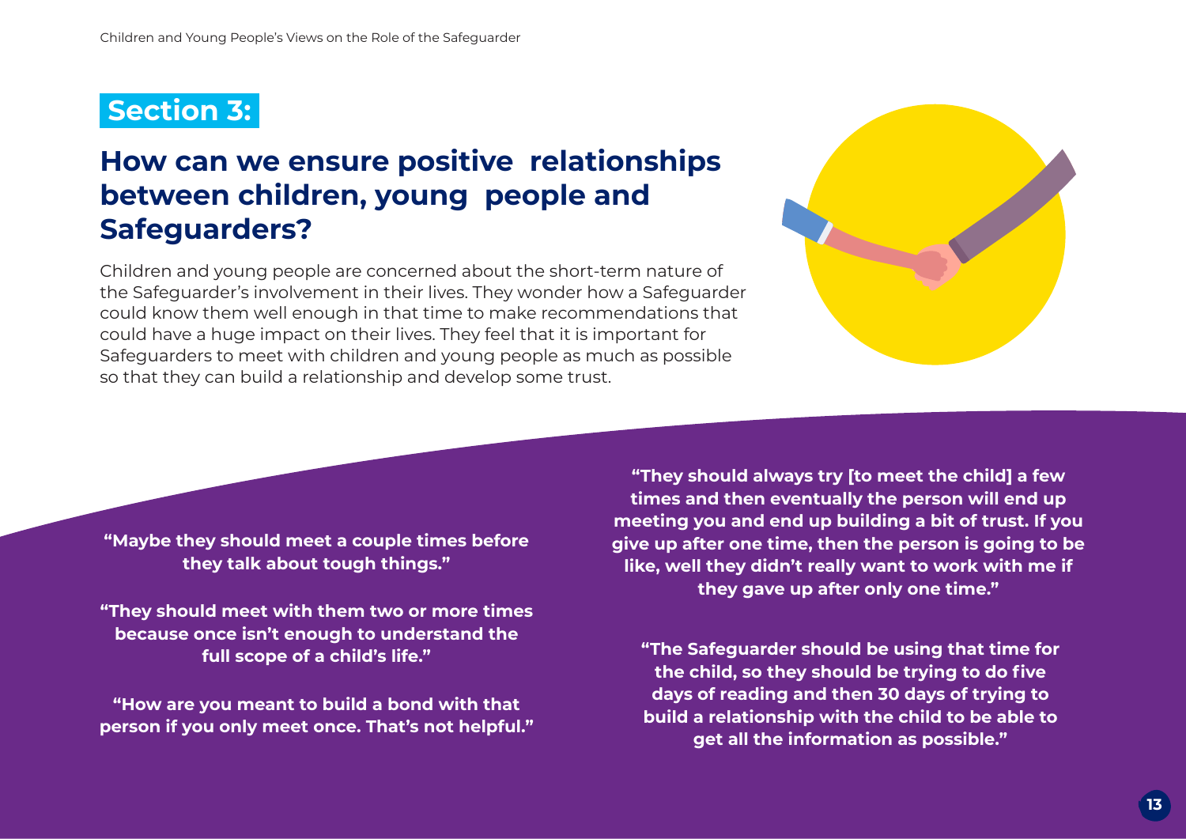## Section 3:

## How can we ensure positive relationships between children, young people and Safeguarders?

Children and young people are concerned about the short-term nature of the Safeguarder's involvement in their lives. They wonder how a Safeguarder could know them well enough in that time to make recommendations that could have a huge impact on their lives. They feel that it is important for Safeguarders to meet with children and young people as much as possible so that they can build a relationship and develop some trust.

**"Maybe they should meet a couple times before they talk about tough things."**

**"They should meet with them two or more times because once isn't enough to understand the full scope of a child's life."**

**"How are you meant to build a bond with that person if you only meet once. That's not helpful."**

**"They should always try [to meet the child] a few times and then eventually the person will end up meeting you and end up building a bit of trust. If you give up after one time, then the person is going to be like, well they didn't really want to work with me if they gave up after only one time."**

**"The Safeguarder should be using that time for the child, so they should be trying to do five days of reading and then 30 days of trying to build a relationship with the child to be able to get all the information as possible."**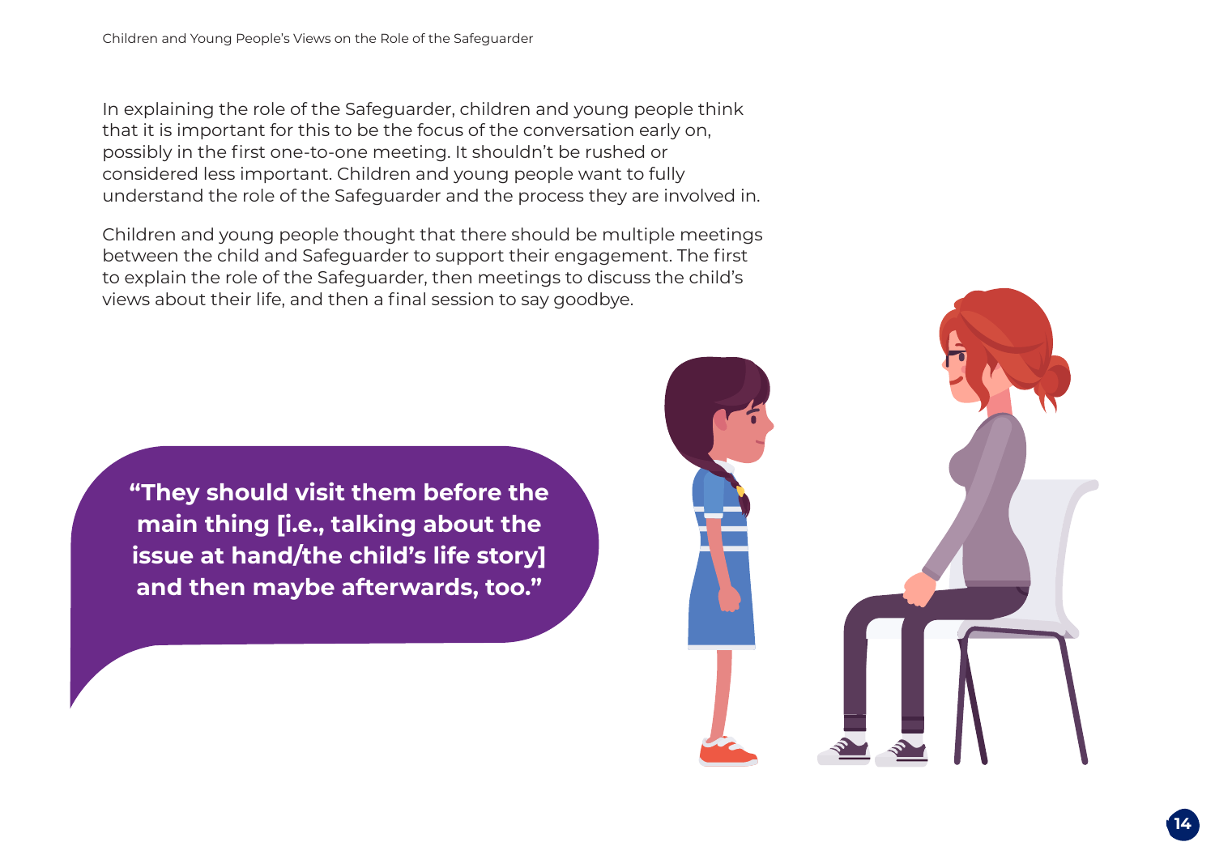In explaining the role of the Safeguarder, children and young people think that it is important for this to be the focus of the conversation early on, possibly in the first one-to-one meeting. It shouldn't be rushed or considered less important. Children and young people want to fully understand the role of the Safeguarder and the process they are involved in.

Children and young people thought that there should be multiple meetings between the child and Safeguarder to support their engagement. The first to explain the role of the Safeguarder, then meetings to discuss the child's views about their life, and then a final session to say goodbye.

> **"They should visit them before the main thing [i.e., talking about the issue at hand/the child's life story] and then maybe afterwards, too."**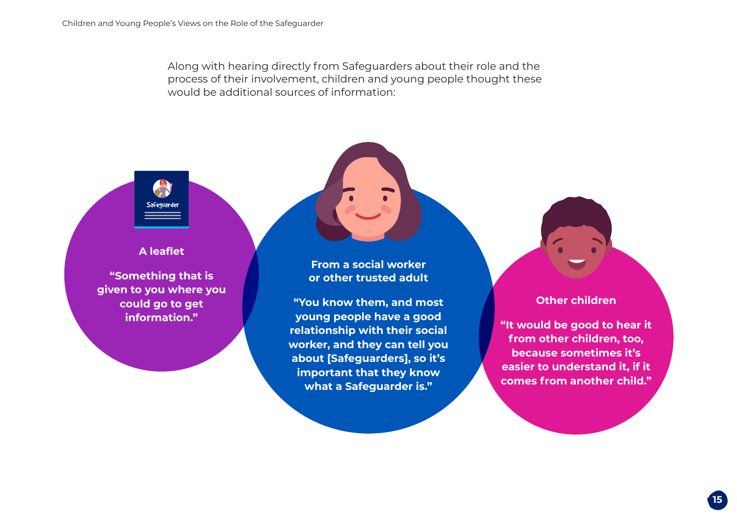Along with hearing directly from Safeguarders about their role and the process of their involvement, children and young people thought these would be additional sources of information:

**A leaflet**

**"Something that is given to you where you could go to get information."**

**From a social worker or other trusted adult**

**"You know them, and most young people have a good relationship with their social worker, and they can tell you about [Safeguarders], so it's important that they know what a Safeguarder is."**

**Other children**

**"It would be good to hear it from other children, too, because sometimes it's easier to understand it, if it comes from another child."**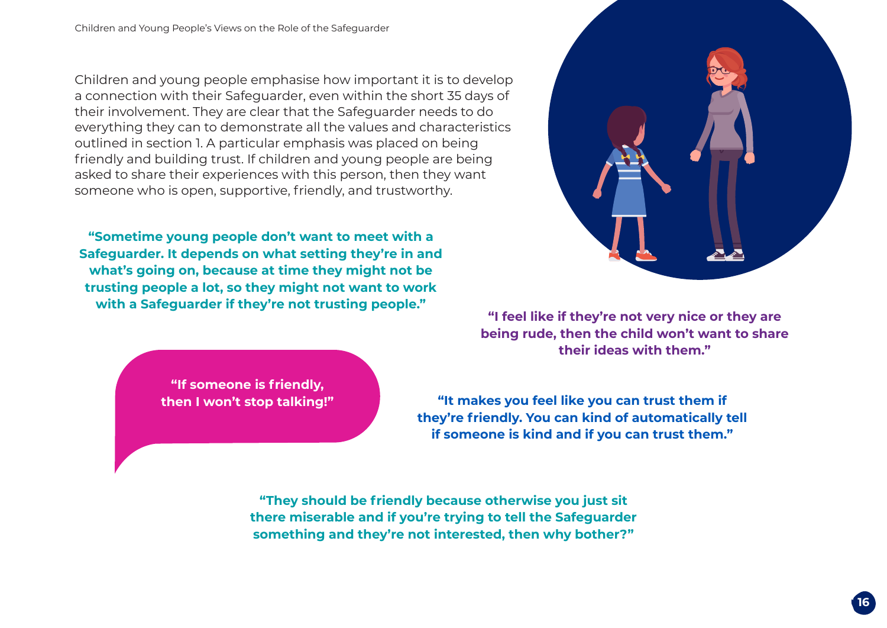Children and young people emphasise how important it is to develop a connection with their Safeguarder, even within the short 35 days of their involvement. They are clear that the Safeguarder needs to do everything they can to demonstrate all the values and characteristics outlined in section 1. A particular emphasis was placed on being friendly and building trust. If children and young people are being asked to share their experiences with this person, then they want someone who is open, supportive, friendly, and trustworthy.

**"Sometime young people don't want to meet with a Safeguarder. It depends on what setting they're in and what's going on, because at time they might not be trusting people a lot, so they might not want to work with a Safeguarder if they're not trusting people."**

**"I feel like if they're not very nice or they are being rude, then the child won't want to share their ideas with them."**

**"If someone is friendly, then I won't stop talking!"**

**"It makes you feel like you can trust them if they're friendly. You can kind of automatically tell if someone is kind and if you can trust them."**

**"They should be friendly because otherwise you just sit there miserable and if you're trying to tell the Safeguarder something and they're not interested, then why bother?"**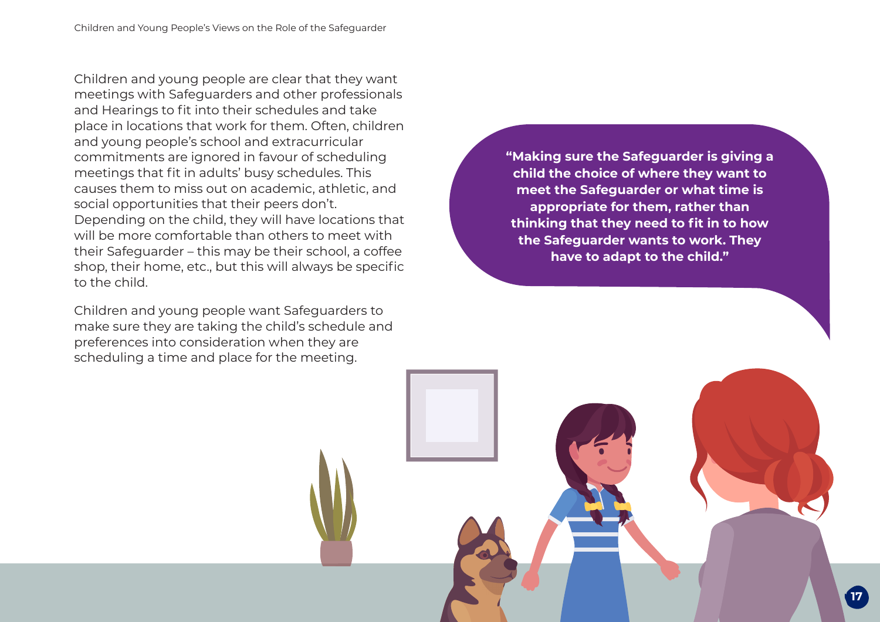Children and young people are clear that they want meetings with Safeguarders and other professionals and Hearings to fit into their schedules and take place in locations that work for them. Often, children and young people's school and extracurricular commitments are ignored in favour of scheduling meetings that fit in adults' busy schedules. This causes them to miss out on academic, athletic, and social opportunities that their peers don't. Depending on the child, they will have locations that will be more comfortable than others to meet with their Safeguarder – this may be their school, a coffee shop, their home, etc., but this will always be specific to the child.

Children and young people want Safeguarders to make sure they are taking the child's schedule and preferences into consideration when they are scheduling a time and place for the meeting.

**"Making sure the Safeguarder is giving a child the choice of where they want to meet the Safeguarder or what time is appropriate for them, rather than thinking that they need to fit in to how the Safeguarder wants to work. They have to adapt to the child."**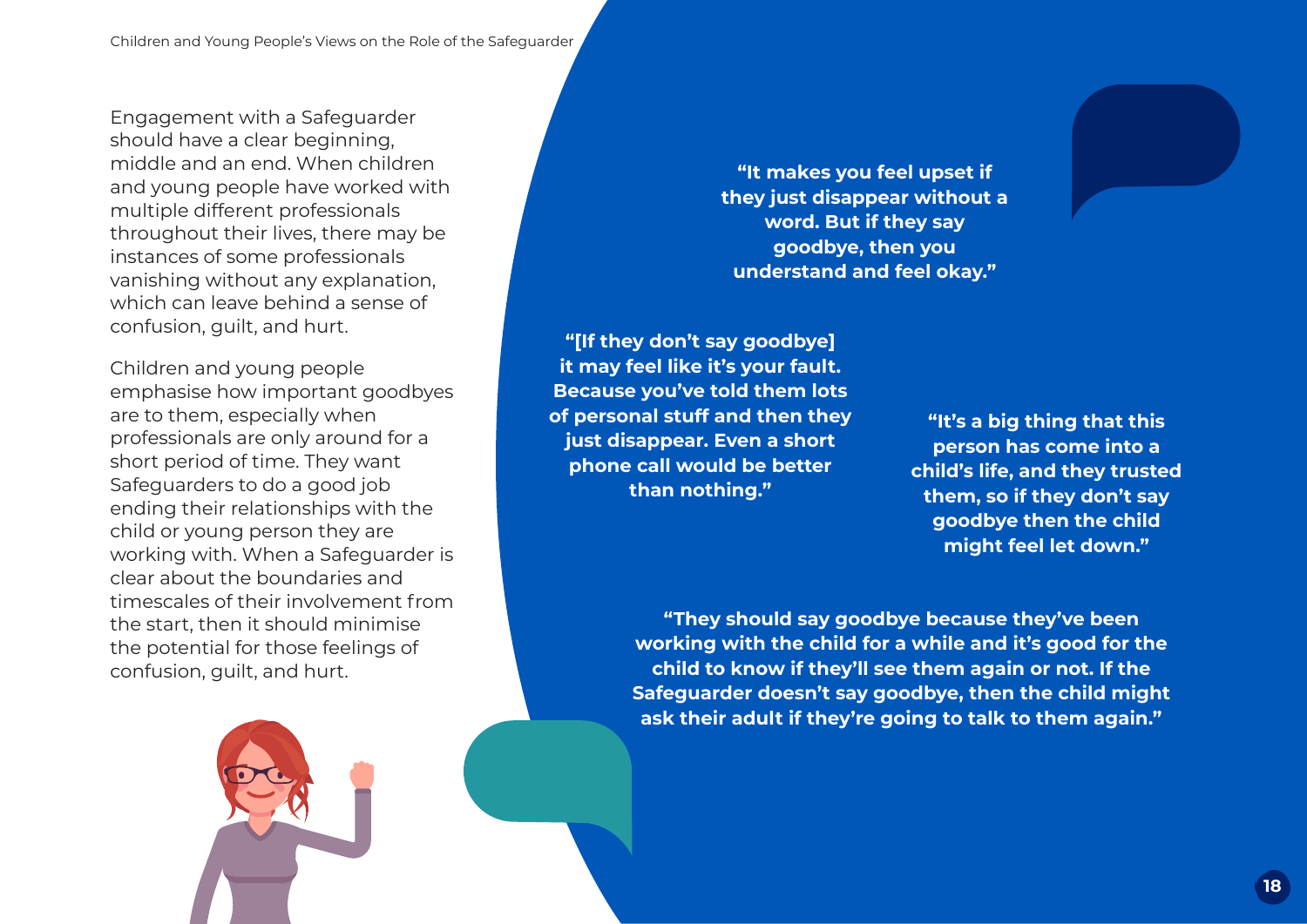Engagement with a Safeguarder should have a clear beginning, middle and an end. When children and young people have worked with multiple different professionals throughout their lives, there may be instances of some professionals vanishing without any explanation, which can leave behind a sense of confusion, guilt, and hurt.

Children and young people emphasise how important goodbyes are to them, especially when professionals are only around for a short period of time. They want Safeguarders to do a good job ending their relationships with the child or young person they are working with. When a Safeguarder is clear about the boundaries and timescales of their involvement from the start, then it should minimise the potential for those feelings of confusion, guilt, and hurt.

**"It makes you feel upset if they just disappear without a word. But if they say goodbye, then you understand and feel okay."**

**"[If they don't say goodbye] it may feel like it's your fault. Because you've told them lots of personal stuff and then they just disappear. Even a short phone call would be better than nothing."**

**"It's a big thing that this person has come into a child's life, and they trusted them, so if they don't say goodbye then the child might feel let down."**

**"They should say goodbye because they've been working with the child for a while and it's good for the child to know if they'll see them again or not. If the Safeguarder doesn't say goodbye, then the child might ask their adult if they're going to talk to them again."**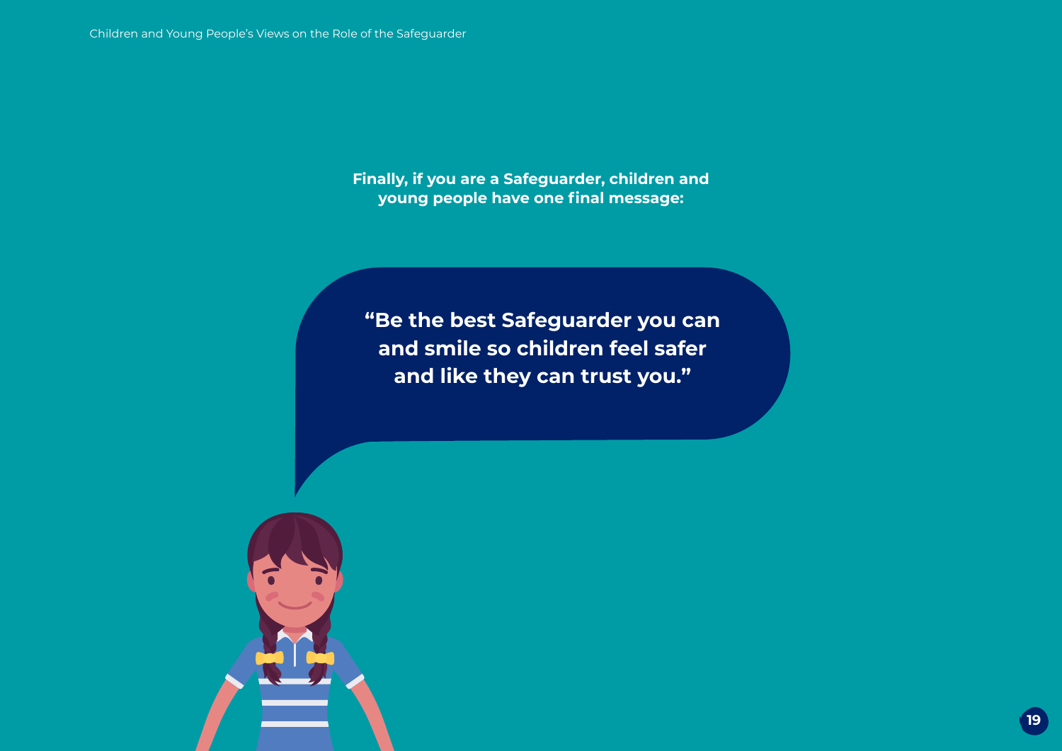**Finally, if you are a Safeguarder, children and young people have one final message:**

**"Be the best Safeguarder you can and smile so children feel safer and like they can trust you."**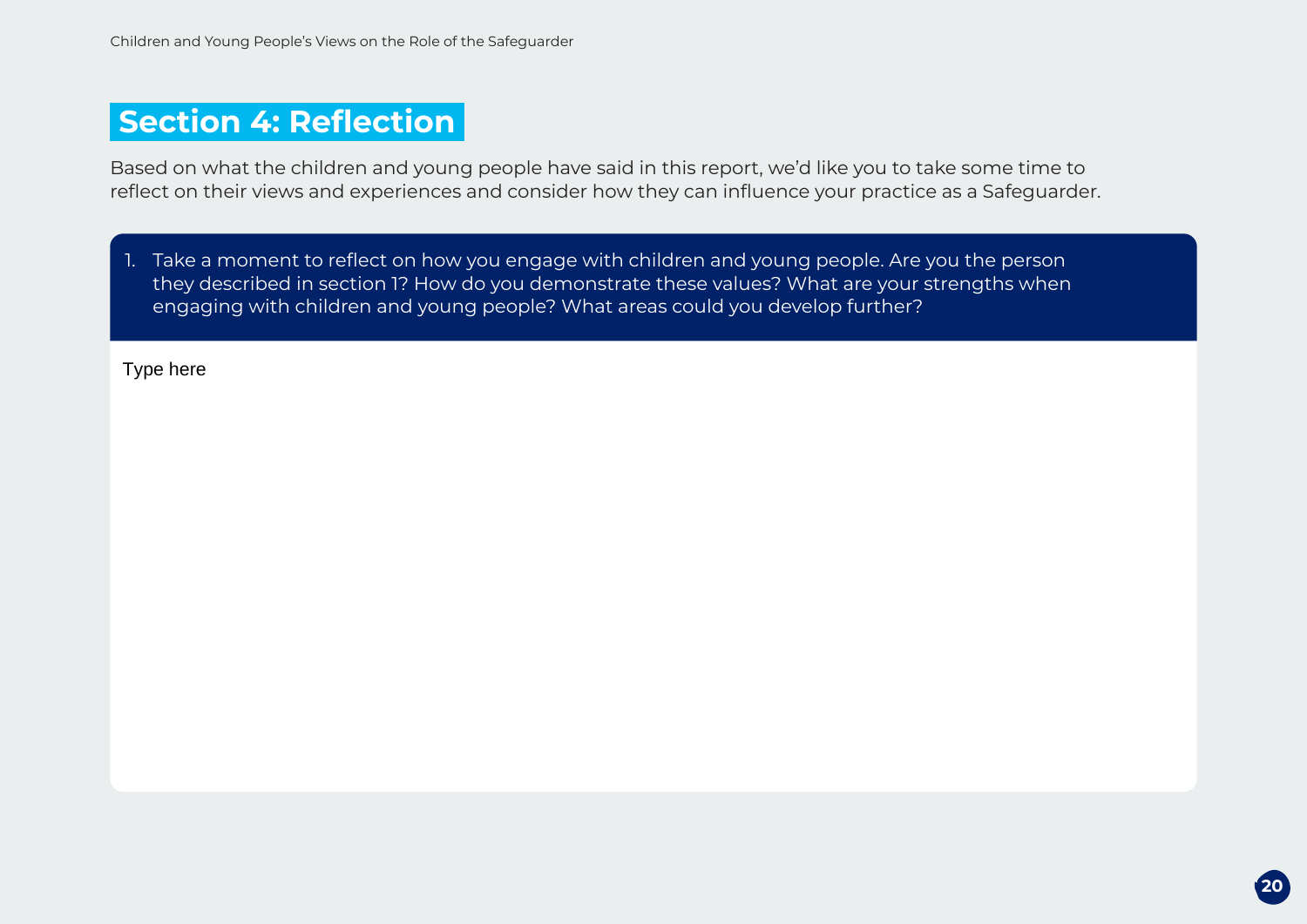## Section 4: Reflection

Based on what the children and young people have said in this report, we'd like you to take some time to reflect on their views and experiences and consider how they can influence your practice as a Safeguarder.

1. Take a moment to reflect on how you engage with children and young people. Are you the person they described in section 1? How do you demonstrate these values? What are your strengths when engaging with children and young people? What areas could you develop further?

Type here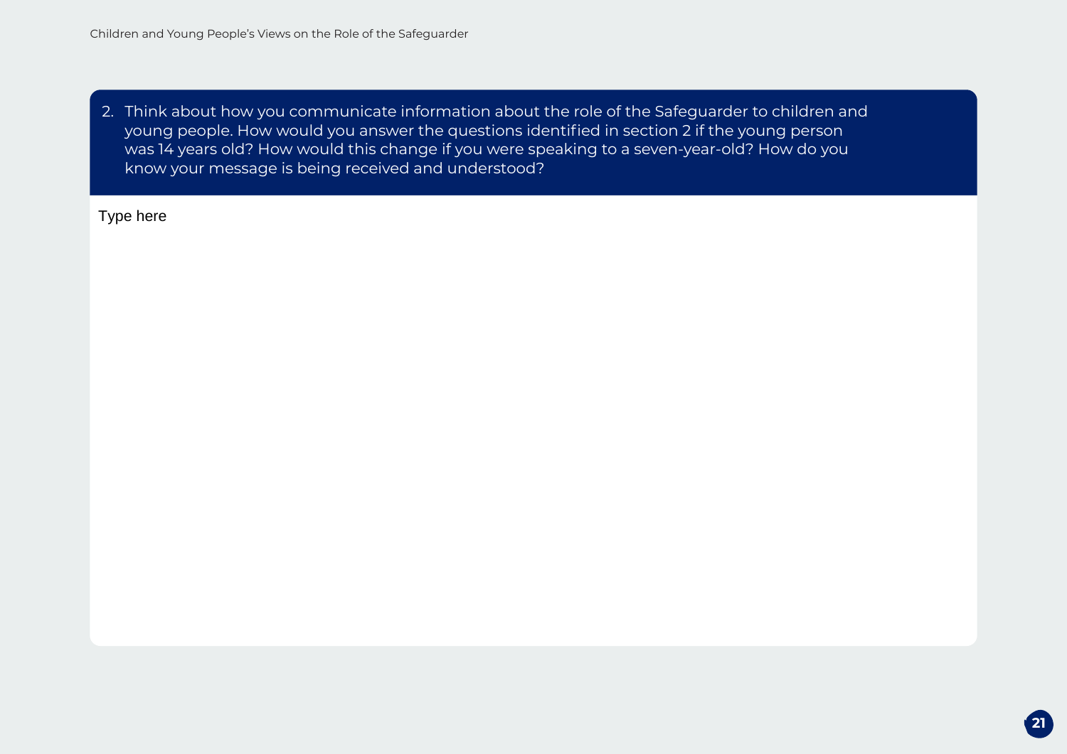2. Think about how you communicate information about the role of the Safeguarder to children and young people. How would you answer the questions identified in section 2 if the young person was 14 years old? How would this change if you were speaking to a seven-year-old? How do you know your message is being received and understood?

Type here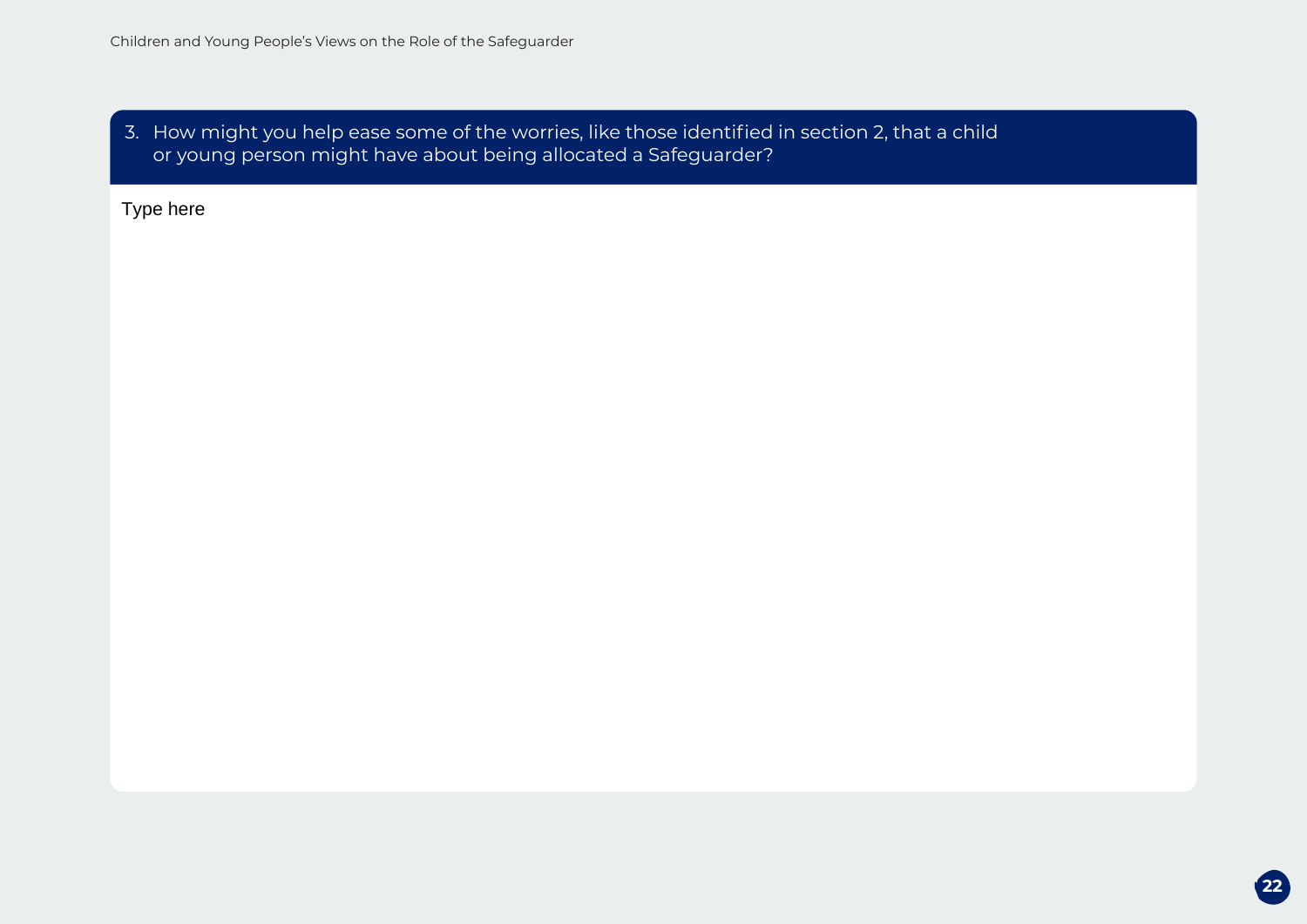3. How might you help ease some of the worries, like those identified in section 2, that a child or young person might have about being allocated a Safeguarder?

Type here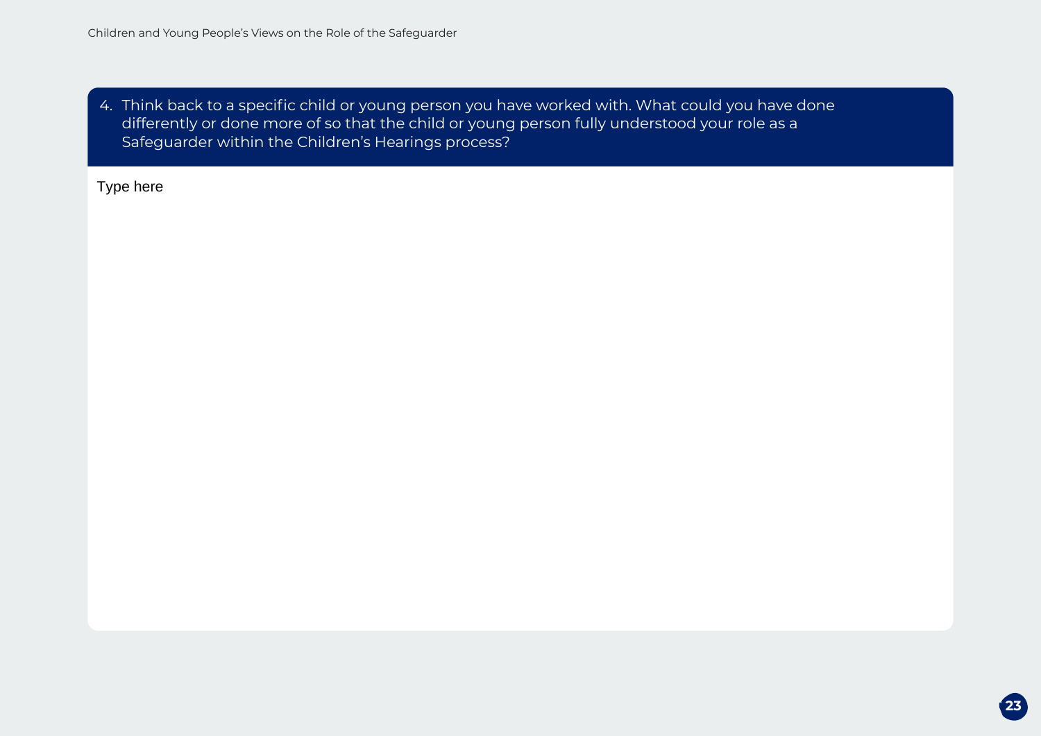4. Think back to a specific child or young person you have worked with. What could you have done differently or done more of so that the child or young person fully understood your role as a Safeguarder within the Children's Hearings process?

Type here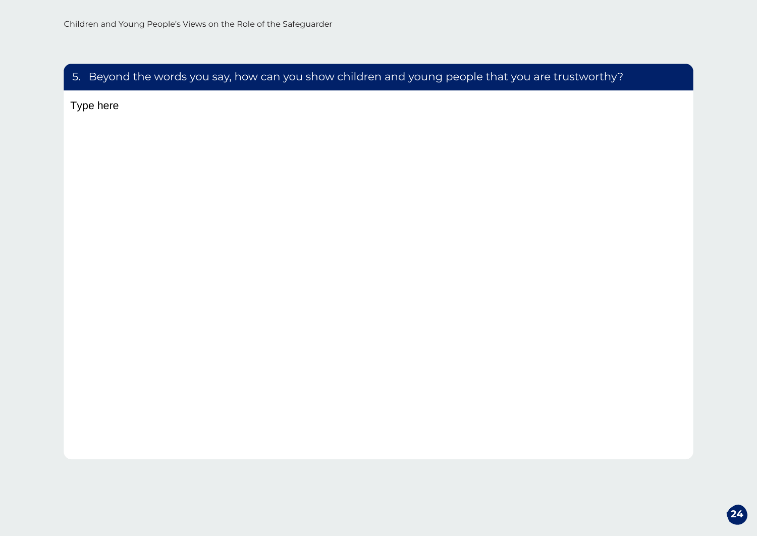## 5. Beyond the words you say, how can you show children and young people that you are trustworthy?

Type here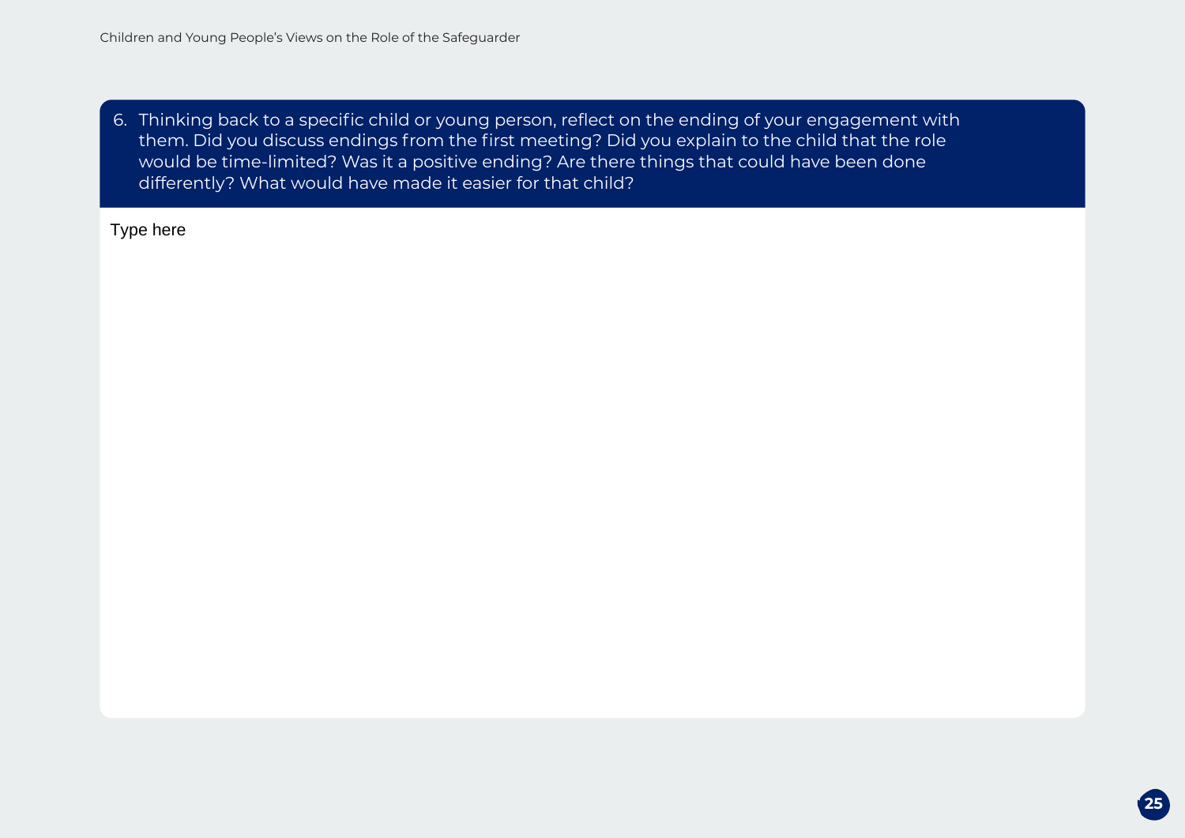6. Thinking back to a specific child or young person, reflect on the ending of your engagement with them. Did you discuss endings from the first meeting? Did you explain to the child that the role would be time-limited? Was it a positive ending? Are there things that could have been done differently? What would have made it easier for that child?

Type here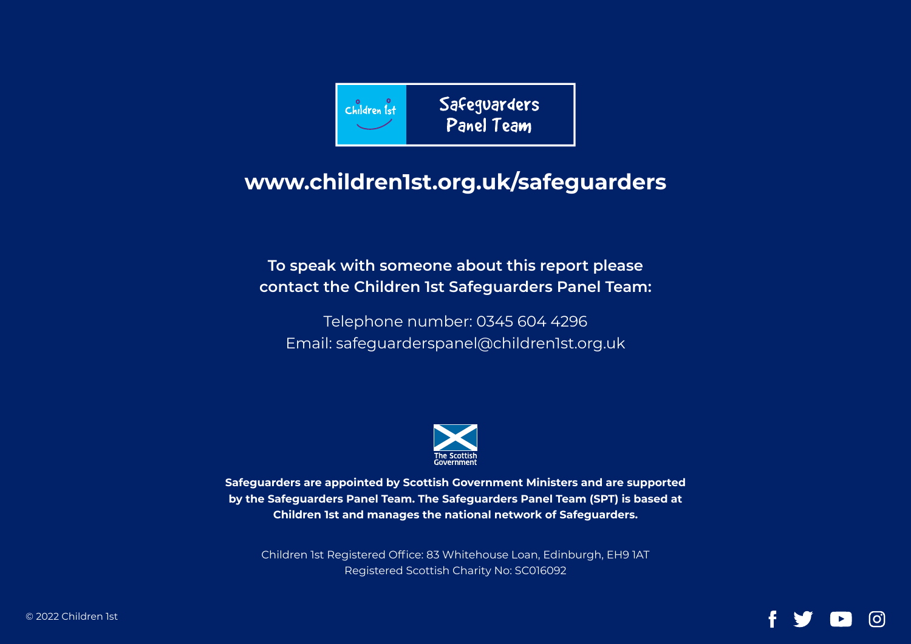Children 1st Safeguarders Panel Team

**www.children1st.org.uk/safeguarders**

**To speak with someone about this report please contact the Children 1st Safeguarders Panel Team:**

Telephone number: 0345 604 4296
Email: safeguarderspanel@children1st.org.uk

The Scottish Government

**Safeguarders are appointed by Scottish Government Ministers and are supported by the Safeguarders Panel Team. The Safeguarders Panel Team (SPT) is based at Children 1st and manages the national network of Safeguarders.**

Children 1st Registered Office: 83 Whitehouse Loan, Edinburgh, EH9 1AT
Registered Scottish Charity No: SC016092

© 2022 Children 1st